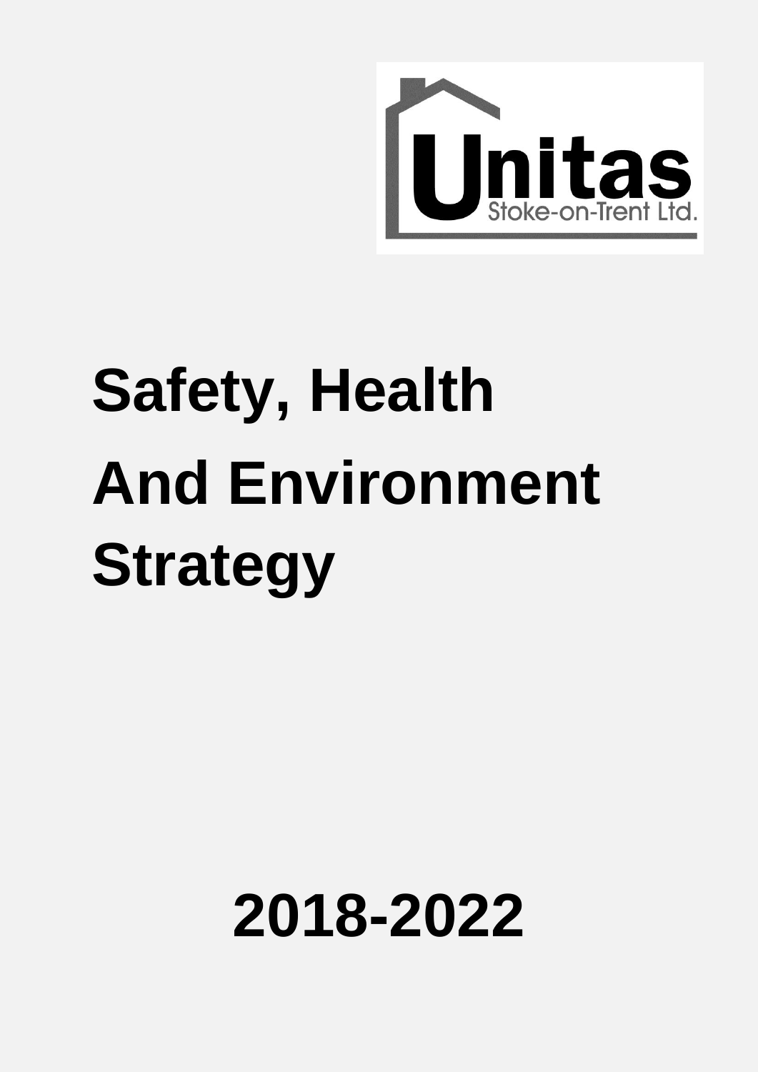Unitas Stoke-on-Trent Ltd.

# Safety, Health And Environment Strategy

## 2018-2022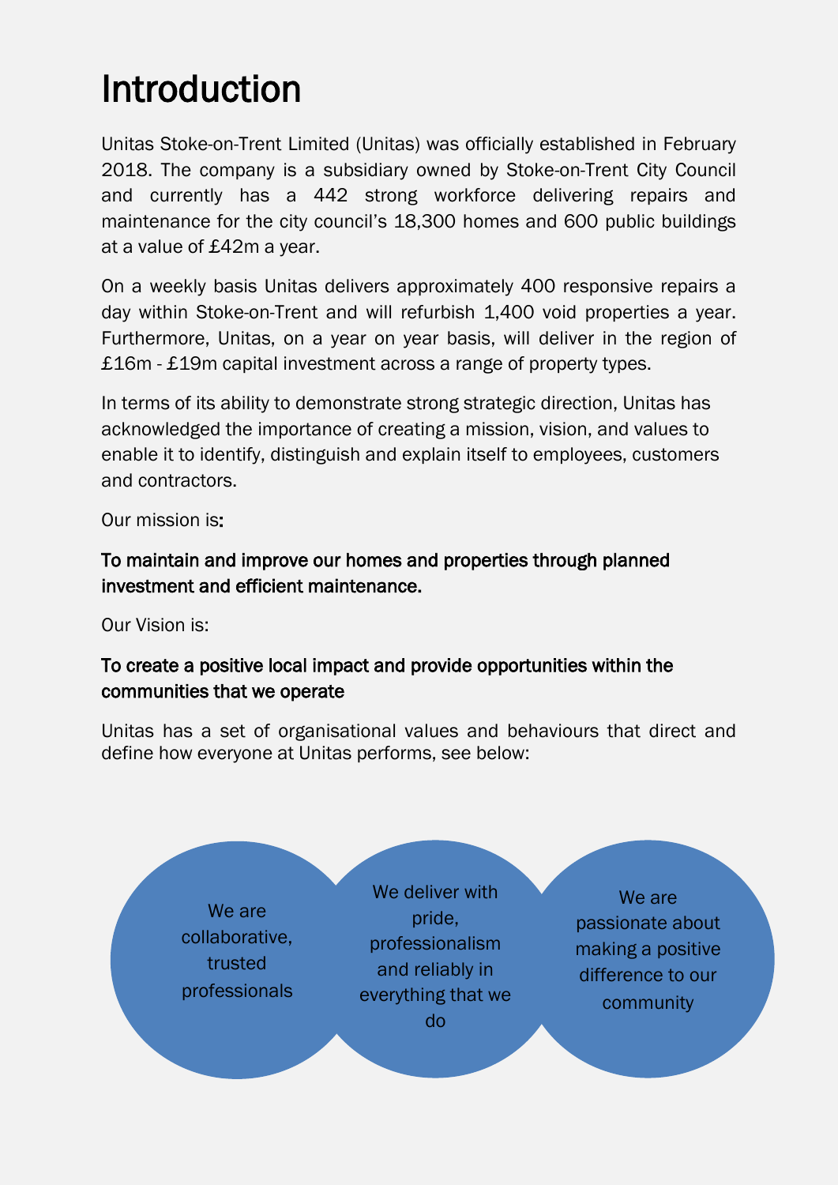# Introduction

Unitas Stoke-on-Trent Limited (Unitas) was officially established in February 2018. The company is a subsidiary owned by Stoke-on-Trent City Council and currently has a 442 strong workforce delivering repairs and maintenance for the city council's 18,300 homes and 600 public buildings at a value of £42m a year.

On a weekly basis Unitas delivers approximately 400 responsive repairs a day within Stoke-on-Trent and will refurbish 1,400 void properties a year. Furthermore, Unitas, on a year on year basis, will deliver in the region of £16m - £19m capital investment across a range of property types.

In terms of its ability to demonstrate strong strategic direction, Unitas has acknowledged the importance of creating a mission, vision, and values to enable it to identify, distinguish and explain itself to employees, customers and contractors.

Our mission is:

**To maintain and improve our homes and properties through planned investment and efficient maintenance.**

Our Vision is:

**To create a positive local impact and provide opportunities within the communities that we operate**

Unitas has a set of organisational values and behaviours that direct and define how everyone at Unitas performs, see below:

- We are collaborative, trusted professionals
- We deliver with pride, professionalism and reliably in everything that we do
- We are passionate about making a positive difference to our community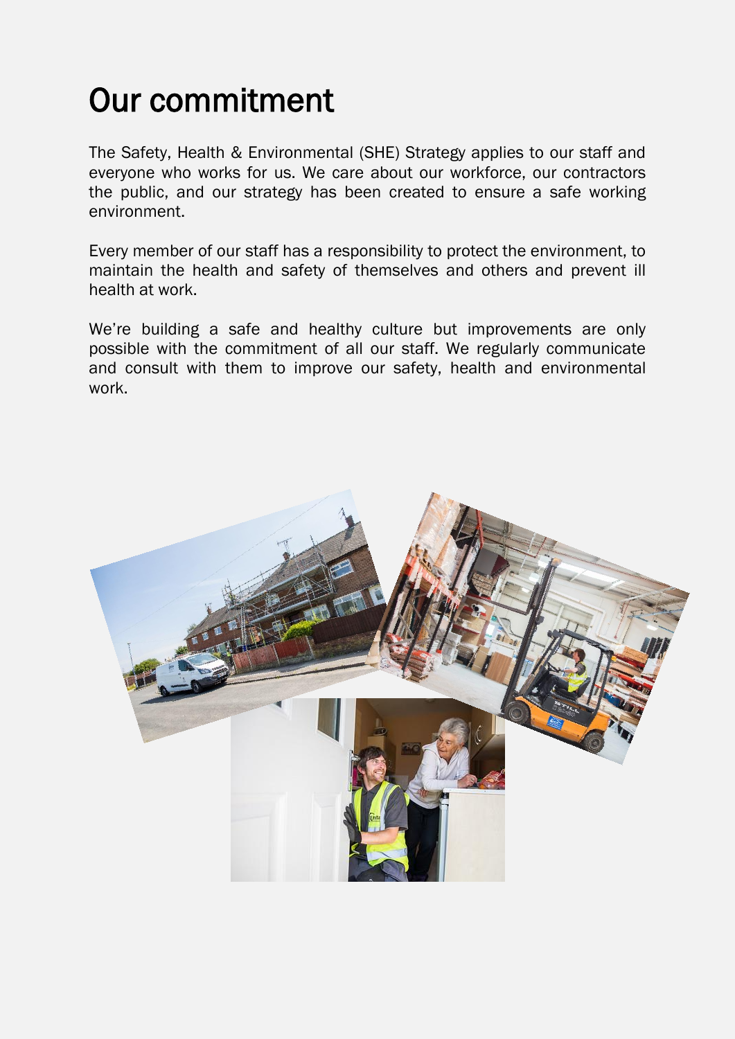# Our commitment

The Safety, Health & Environmental (SHE) Strategy applies to our staff and everyone who works for us. We care about our workforce, our contractors the public, and our strategy has been created to ensure a safe working environment.

Every member of our staff has a responsibility to protect the environment, to maintain the health and safety of themselves and others and prevent ill health at work.

We're building a safe and healthy culture but improvements are only possible with the commitment of all our staff. We regularly communicate and consult with them to improve our safety, health and environmental work.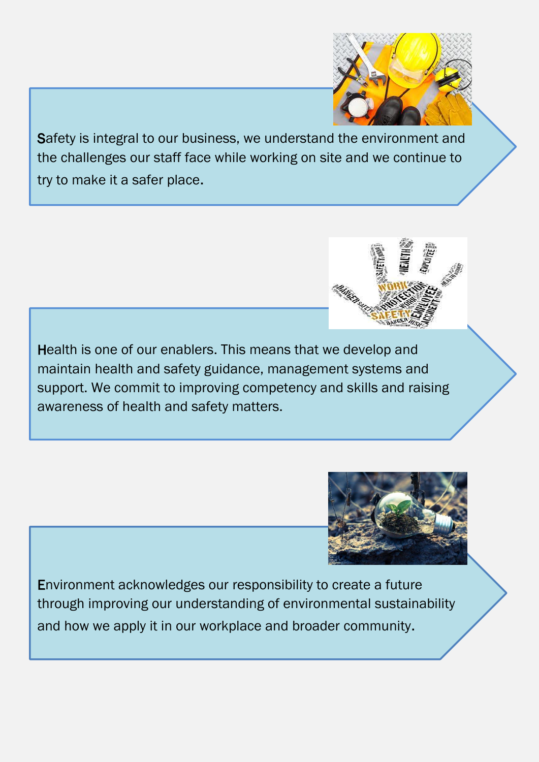**S**afety is integral to our business, we understand the environment and the challenges our staff face while working on site and we continue to try to make it a safer place.

**H**ealth is one of our enablers. This means that we develop and maintain health and safety guidance, management systems and support. We commit to improving competency and skills and raising awareness of health and safety matters.

**E**nvironment acknowledges our responsibility to create a future through improving our understanding of environmental sustainability and how we apply it in our workplace and broader community.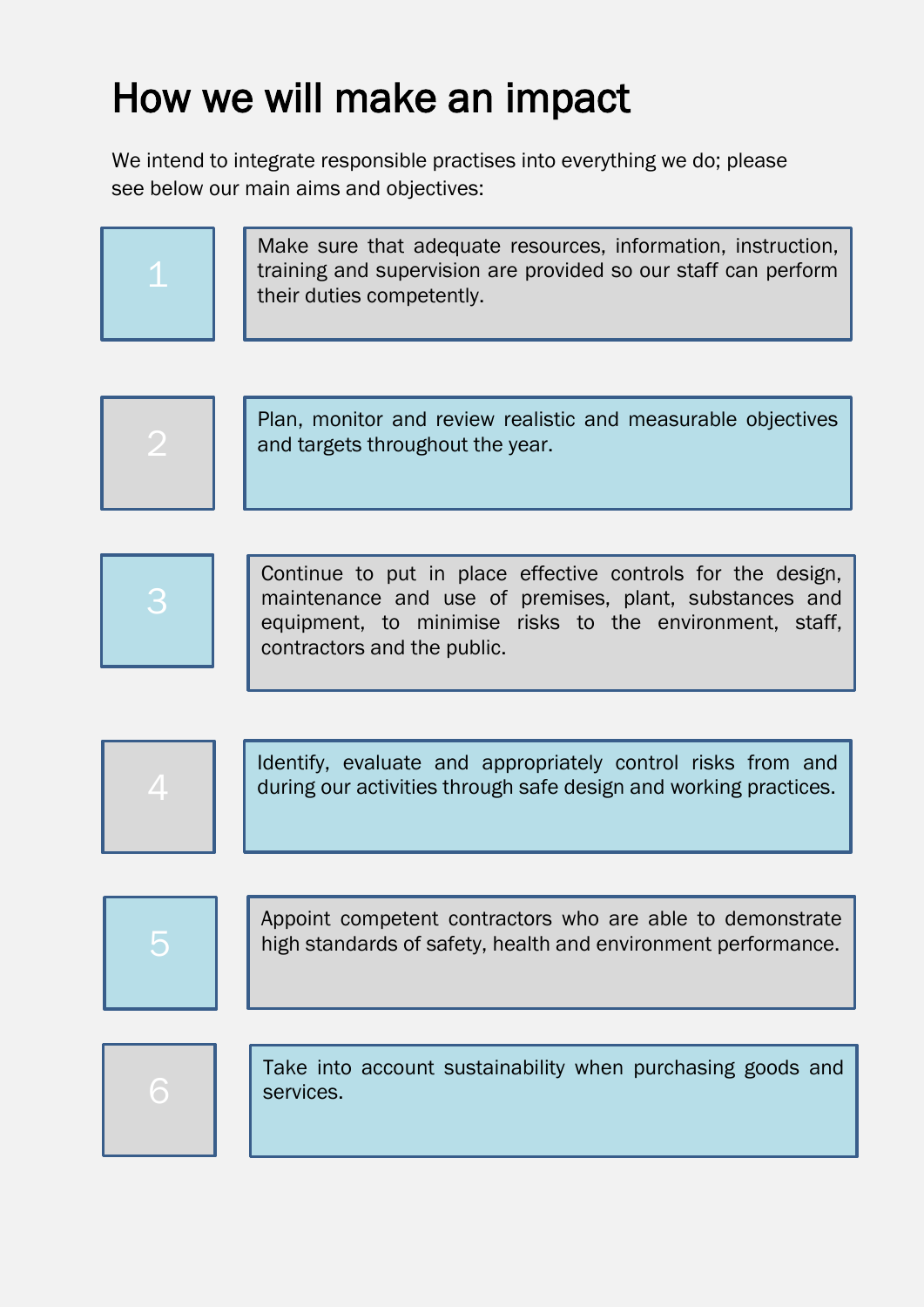# How we will make an impact

We intend to integrate responsible practises into everything we do; please see below our main aims and objectives:

1. Make sure that adequate resources, information, instruction, training and supervision are provided so our staff can perform their duties competently.

2. Plan, monitor and review realistic and measurable objectives and targets throughout the year.

3. Continue to put in place effective controls for the design, maintenance and use of premises, plant, substances and equipment, to minimise risks to the environment, staff, contractors and the public.

4. Identify, evaluate and appropriately control risks from and during our activities through safe design and working practices.

5. Appoint competent contractors who are able to demonstrate high standards of safety, health and environment performance.

6. Take into account sustainability when purchasing goods and services.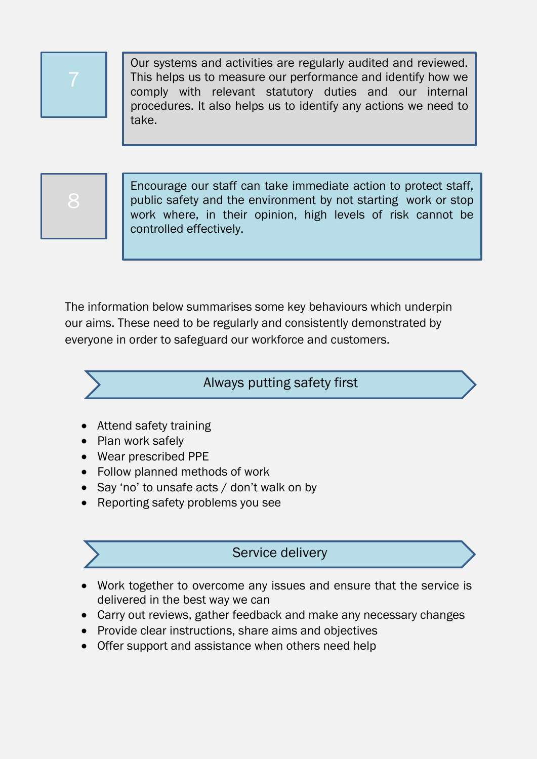**7**

Our systems and activities are regularly audited and reviewed. This helps us to measure our performance and identify how we comply with relevant statutory duties and our internal procedures. It also helps us to identify any actions we need to take.

**8**

Encourage our staff can take immediate action to protect staff, public safety and the environment by not starting work or stop work where, in their opinion, high levels of risk cannot be controlled effectively.

The information below summarises some key behaviours which underpin our aims. These need to be regularly and consistently demonstrated by everyone in order to safeguard our workforce and customers.

## Always putting safety first

- Attend safety training
- Plan work safely
- Wear prescribed PPE
- Follow planned methods of work
- Say 'no' to unsafe acts / don't walk on by
- Reporting safety problems you see

## Service delivery

- Work together to overcome any issues and ensure that the service is delivered in the best way we can
- Carry out reviews, gather feedback and make any necessary changes
- Provide clear instructions, share aims and objectives
- Offer support and assistance when others need help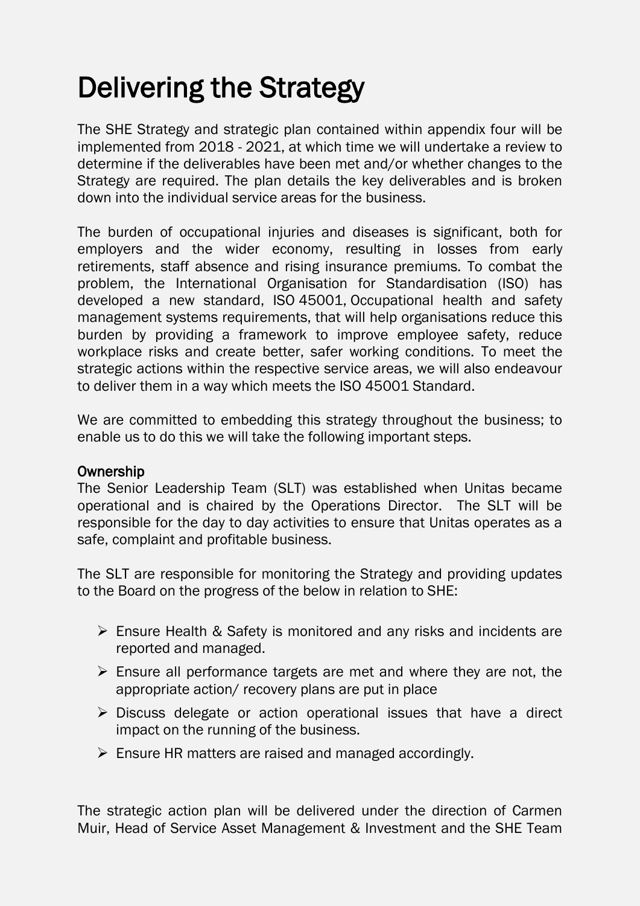# Delivering the Strategy

The SHE Strategy and strategic plan contained within appendix four will be implemented from 2018 - 2021, at which time we will undertake a review to determine if the deliverables have been met and/or whether changes to the Strategy are required. The plan details the key deliverables and is broken down into the individual service areas for the business.

The burden of occupational injuries and diseases is significant, both for employers and the wider economy, resulting in losses from early retirements, staff absence and rising insurance premiums. To combat the problem, the International Organisation for Standardisation (ISO) has developed a new standard, ISO 45001, Occupational health and safety management systems requirements, that will help organisations reduce this burden by providing a framework to improve employee safety, reduce workplace risks and create better, safer working conditions. To meet the strategic actions within the respective service areas, we will also endeavour to deliver them in a way which meets the ISO 45001 Standard.

We are committed to embedding this strategy throughout the business; to enable us to do this we will take the following important steps.

### Ownership

The Senior Leadership Team (SLT) was established when Unitas became operational and is chaired by the Operations Director. The SLT will be responsible for the day to day activities to ensure that Unitas operates as a safe, complaint and profitable business.

The SLT are responsible for monitoring the Strategy and providing updates to the Board on the progress of the below in relation to SHE:

- Ensure Health & Safety is monitored and any risks and incidents are reported and managed.
- Ensure all performance targets are met and where they are not, the appropriate action/ recovery plans are put in place
- Discuss delegate or action operational issues that have a direct impact on the running of the business.
- Ensure HR matters are raised and managed accordingly.

The strategic action plan will be delivered under the direction of Carmen Muir, Head of Service Asset Management & Investment and the SHE Team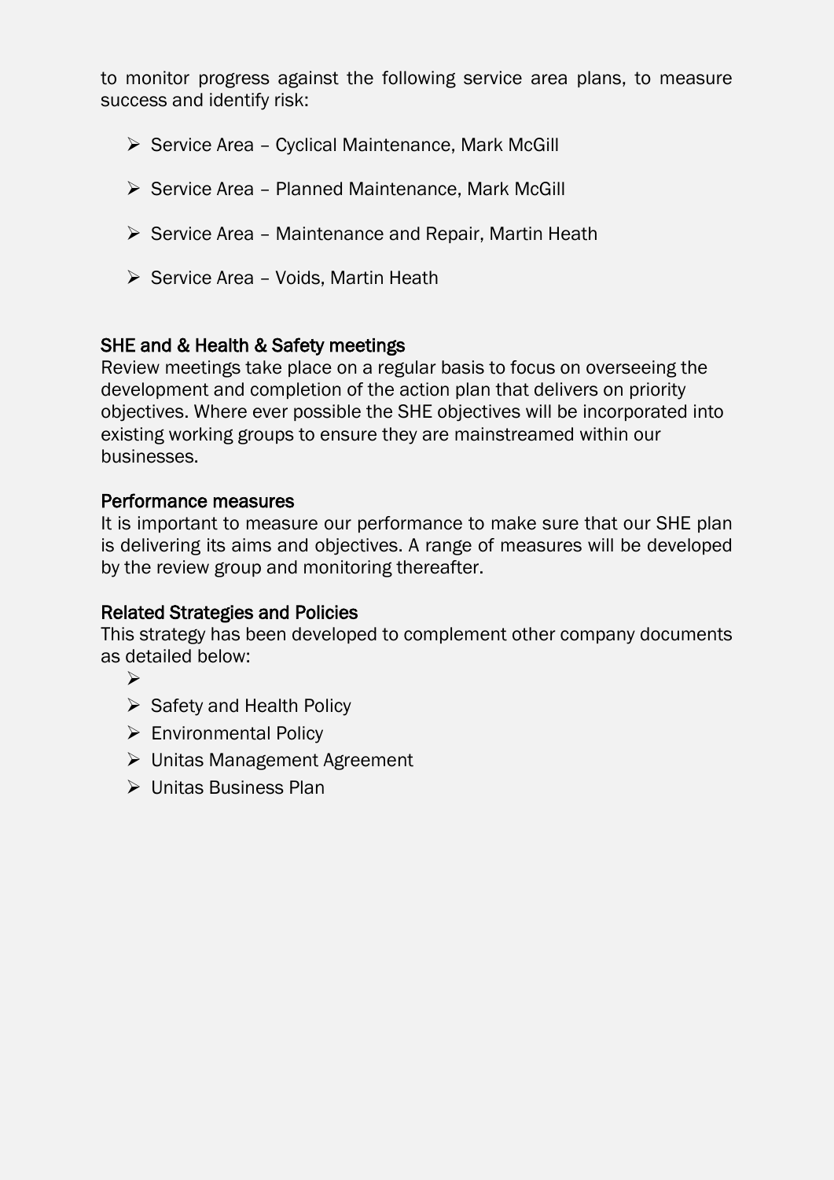to monitor progress against the following service area plans, to measure success and identify risk:

- Service Area – Cyclical Maintenance, Mark McGill
- Service Area – Planned Maintenance, Mark McGill
- Service Area – Maintenance and Repair, Martin Heath
- Service Area – Voids, Martin Heath

### SHE and & Health & Safety meetings

Review meetings take place on a regular basis to focus on overseeing the development and completion of the action plan that delivers on priority objectives. Where ever possible the SHE objectives will be incorporated into existing working groups to ensure they are mainstreamed within our businesses.

### Performance measures

It is important to measure our performance to make sure that our SHE plan is delivering its aims and objectives. A range of measures will be developed by the review group and monitoring thereafter.

### Related Strategies and Policies

This strategy has been developed to complement other company documents as detailed below:

- 
- Safety and Health Policy
- Environmental Policy
- Unitas Management Agreement
- Unitas Business Plan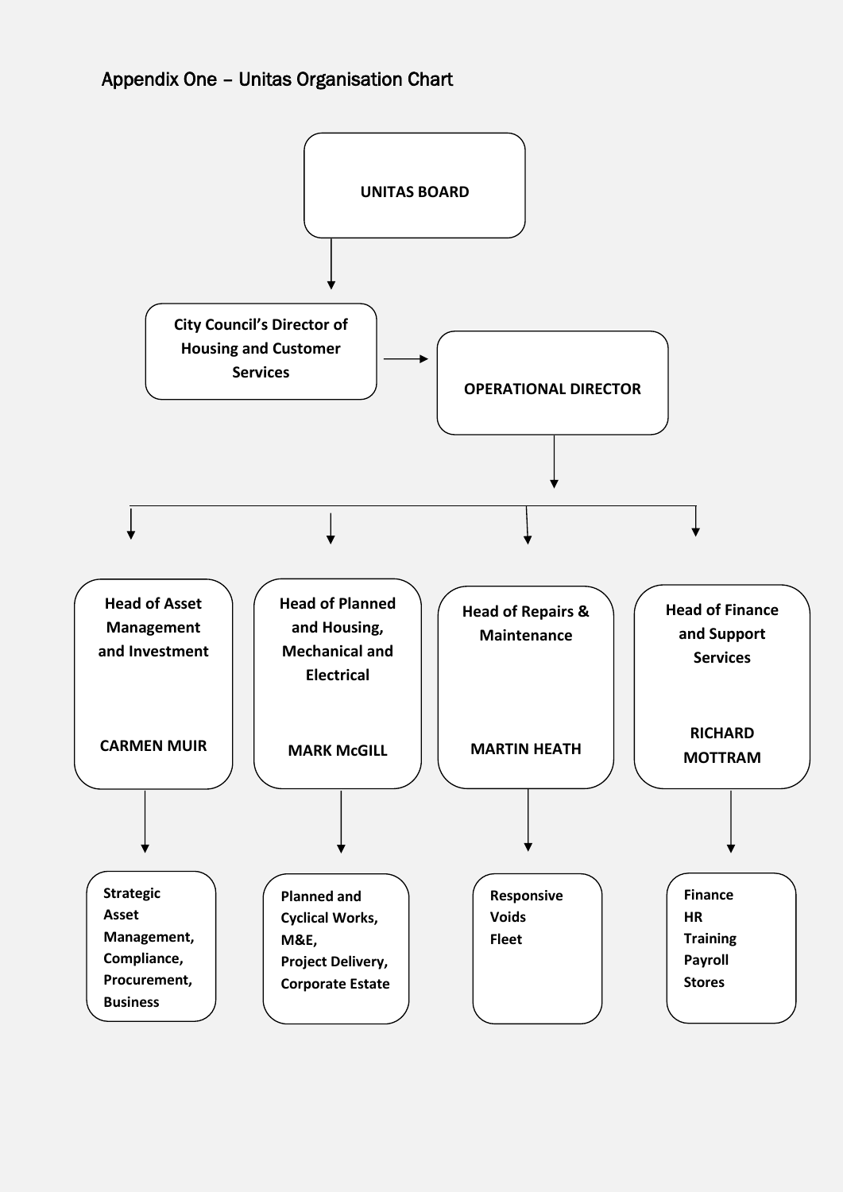## Appendix One – Unitas Organisation Chart

**UNITAS BOARD**

↓

**City Council's Director of Housing and Customer Services** → **OPERATIONAL DIRECTOR**

↓

- **Head of Asset Management and Investment** – **CARMEN MUIR**
  - Strategic Asset Management, Compliance, Procurement, Business
- **Head of Planned and Housing, Mechanical and Electrical** – **MARK McGILL**
  - Planned and Cyclical Works, M&E, Project Delivery, Corporate Estate
- **Head of Repairs & Maintenance** – **MARTIN HEATH**
  - Responsive
  - Voids
  - Fleet
- **Head of Finance and Support Services** – **RICHARD MOTTRAM**
  - Finance
  - HR
  - Training
  - Payroll
  - Stores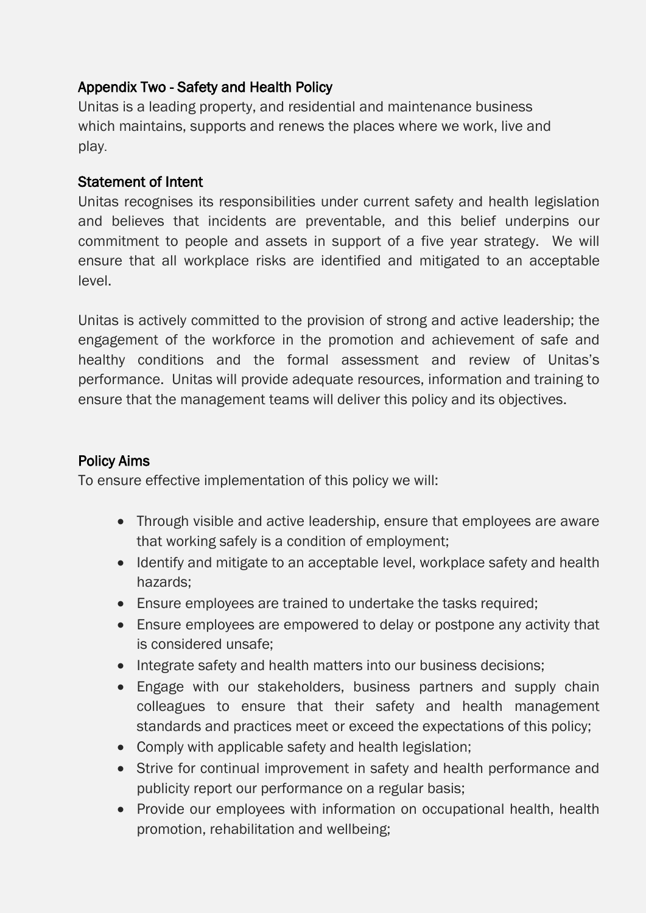## Appendix Two - Safety and Health Policy

Unitas is a leading property, and residential and maintenance business which maintains, supports and renews the places where we work, live and play.

### Statement of Intent

Unitas recognises its responsibilities under current safety and health legislation and believes that incidents are preventable, and this belief underpins our commitment to people and assets in support of a five year strategy. We will ensure that all workplace risks are identified and mitigated to an acceptable level.

Unitas is actively committed to the provision of strong and active leadership; the engagement of the workforce in the promotion and achievement of safe and healthy conditions and the formal assessment and review of Unitas's performance. Unitas will provide adequate resources, information and training to ensure that the management teams will deliver this policy and its objectives.

### Policy Aims

To ensure effective implementation of this policy we will:

- Through visible and active leadership, ensure that employees are aware that working safely is a condition of employment;
- Identify and mitigate to an acceptable level, workplace safety and health hazards;
- Ensure employees are trained to undertake the tasks required;
- Ensure employees are empowered to delay or postpone any activity that is considered unsafe;
- Integrate safety and health matters into our business decisions;
- Engage with our stakeholders, business partners and supply chain colleagues to ensure that their safety and health management standards and practices meet or exceed the expectations of this policy;
- Comply with applicable safety and health legislation;
- Strive for continual improvement in safety and health performance and publicity report our performance on a regular basis;
- Provide our employees with information on occupational health, health promotion, rehabilitation and wellbeing;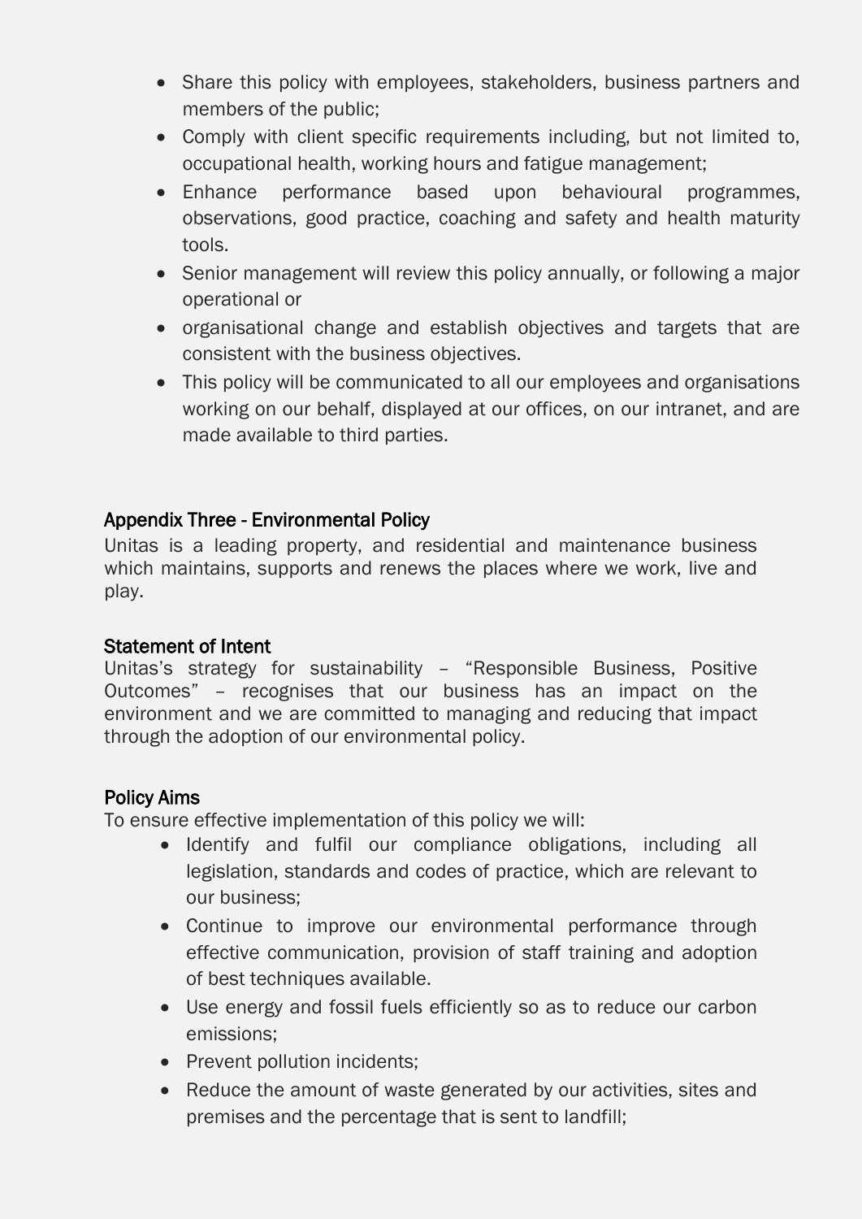- Share this policy with employees, stakeholders, business partners and members of the public;
- Comply with client specific requirements including, but not limited to, occupational health, working hours and fatigue management;
- Enhance performance based upon behavioural programmes, observations, good practice, coaching and safety and health maturity tools.
- Senior management will review this policy annually, or following a major operational or
- organisational change and establish objectives and targets that are consistent with the business objectives.
- This policy will be communicated to all our employees and organisations working on our behalf, displayed at our offices, on our intranet, and are made available to third parties.

## Appendix Three - Environmental Policy

Unitas is a leading property, and residential and maintenance business which maintains, supports and renews the places where we work, live and play.

### Statement of Intent

Unitas's strategy for sustainability – "Responsible Business, Positive Outcomes" – recognises that our business has an impact on the environment and we are committed to managing and reducing that impact through the adoption of our environmental policy.

### Policy Aims

To ensure effective implementation of this policy we will:

- Identify and fulfil our compliance obligations, including all legislation, standards and codes of practice, which are relevant to our business;
- Continue to improve our environmental performance through effective communication, provision of staff training and adoption of best techniques available.
- Use energy and fossil fuels efficiently so as to reduce our carbon emissions;
- Prevent pollution incidents;
- Reduce the amount of waste generated by our activities, sites and premises and the percentage that is sent to landfill;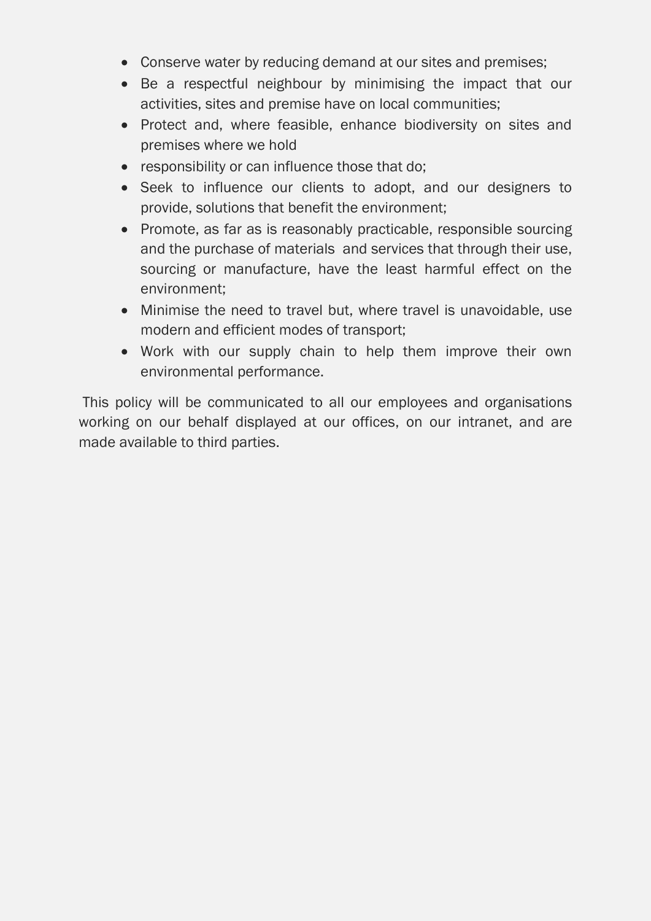- Conserve water by reducing demand at our sites and premises;
- Be a respectful neighbour by minimising the impact that our activities, sites and premise have on local communities;
- Protect and, where feasible, enhance biodiversity on sites and premises where we hold
- responsibility or can influence those that do;
- Seek to influence our clients to adopt, and our designers to provide, solutions that benefit the environment;
- Promote, as far as is reasonably practicable, responsible sourcing and the purchase of materials and services that through their use, sourcing or manufacture, have the least harmful effect on the environment;
- Minimise the need to travel but, where travel is unavoidable, use modern and efficient modes of transport;
- Work with our supply chain to help them improve their own environmental performance.

This policy will be communicated to all our employees and organisations working on our behalf displayed at our offices, on our intranet, and are made available to third parties.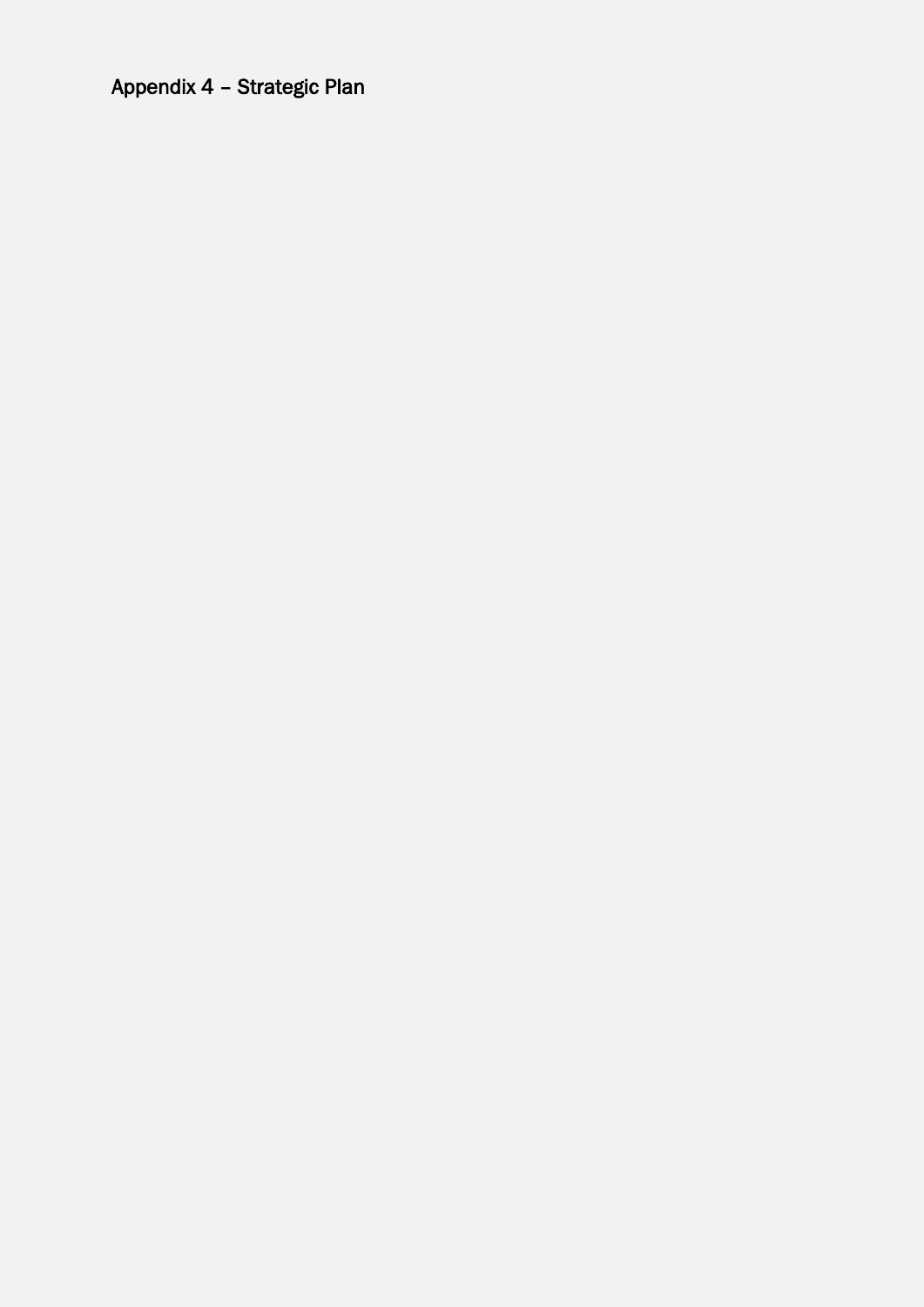# Appendix 4 – Strategic Plan